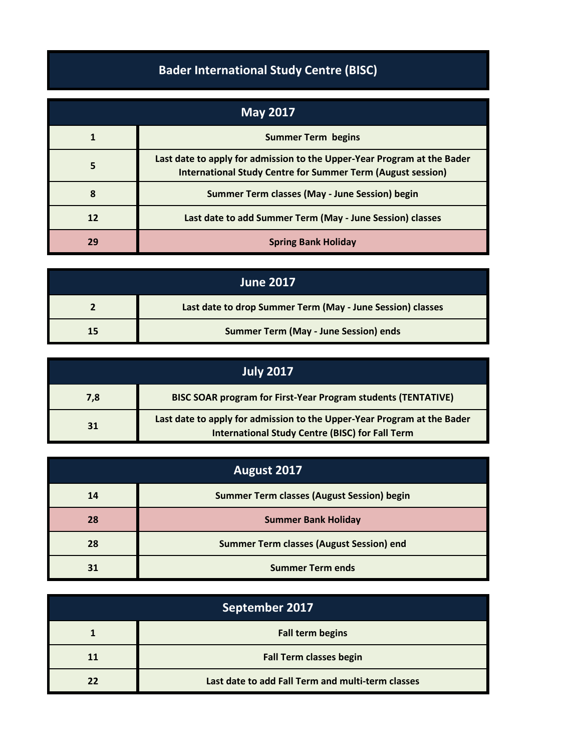# Bader International Study Centre (BISC)

## May 2017

| Date | Event |
|---|---|
| 1 | Summer Term begins |
| 5 | Last date to apply for admission to the Upper-Year Program at the Bader International Study Centre for Summer Term (August session) |
| 8 | Summer Term classes (May - June Session) begin |
| 12 | Last date to add Summer Term (May - June Session) classes |
| 29 | Spring Bank Holiday |

## June 2017

| Date | Event |
|---|---|
| 2 | Last date to drop Summer Term (May - June Session) classes |
| 15 | Summer Term (May - June Session) ends |

## July 2017

| Date | Event |
|---|---|
| 7,8 | BISC SOAR program for First-Year Program students (TENTATIVE) |
| 31 | Last date to apply for admission to the Upper-Year Program at the Bader International Study Centre (BISC) for Fall Term |

## August 2017

| Date | Event |
|---|---|
| 14 | Summer Term classes (August Session) begin |
| 28 | Summer Bank Holiday |
| 28 | Summer Term classes (August Session) end |
| 31 | Summer Term ends |

## September 2017

| Date | Event |
|---|---|
| 1 | Fall term begins |
| 11 | Fall Term classes begin |
| 22 | Last date to add Fall Term and multi-term classes |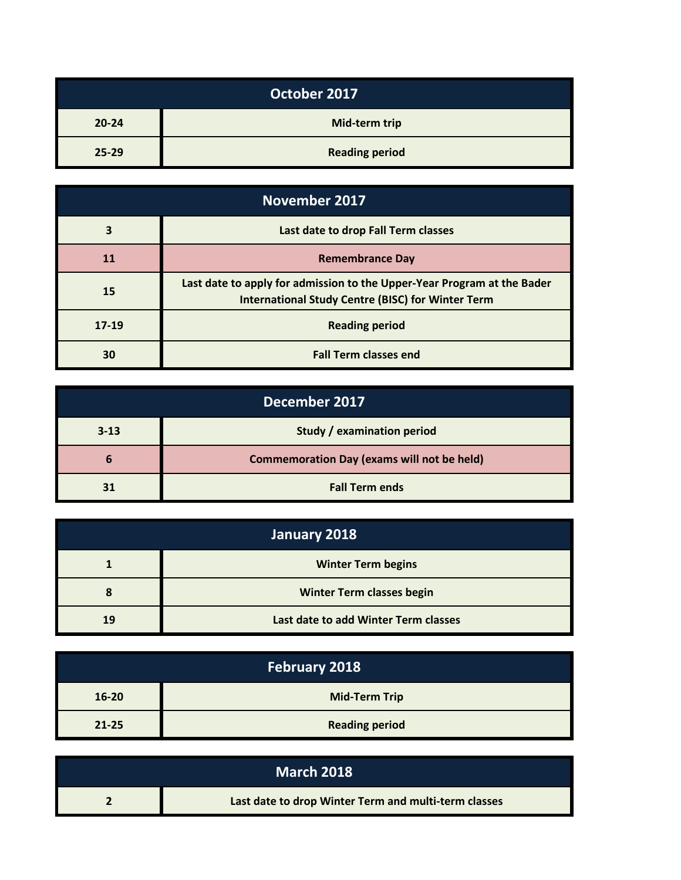| October 2017 | |
| --- | --- |
| 20-24 | Mid-term trip |
| 25-29 | Reading period |

| November 2017 | |
| --- | --- |
| 3 | Last date to drop Fall Term classes |
| 11 | Remembrance Day |
| 15 | Last date to apply for admission to the Upper-Year Program at the Bader International Study Centre (BISC) for Winter Term |
| 17-19 | Reading period |
| 30 | Fall Term classes end |

| December 2017 | |
| --- | --- |
| 3-13 | Study / examination period |
| 6 | Commemoration Day (exams will not be held) |
| 31 | Fall Term ends |

| January 2018 | |
| --- | --- |
| 1 | Winter Term begins |
| 8 | Winter Term classes begin |
| 19 | Last date to add Winter Term classes |

| February 2018 | |
| --- | --- |
| 16-20 | Mid-Term Trip |
| 21-25 | Reading period |

| March 2018 | |
| --- | --- |
| 2 | Last date to drop Winter Term and multi-term classes |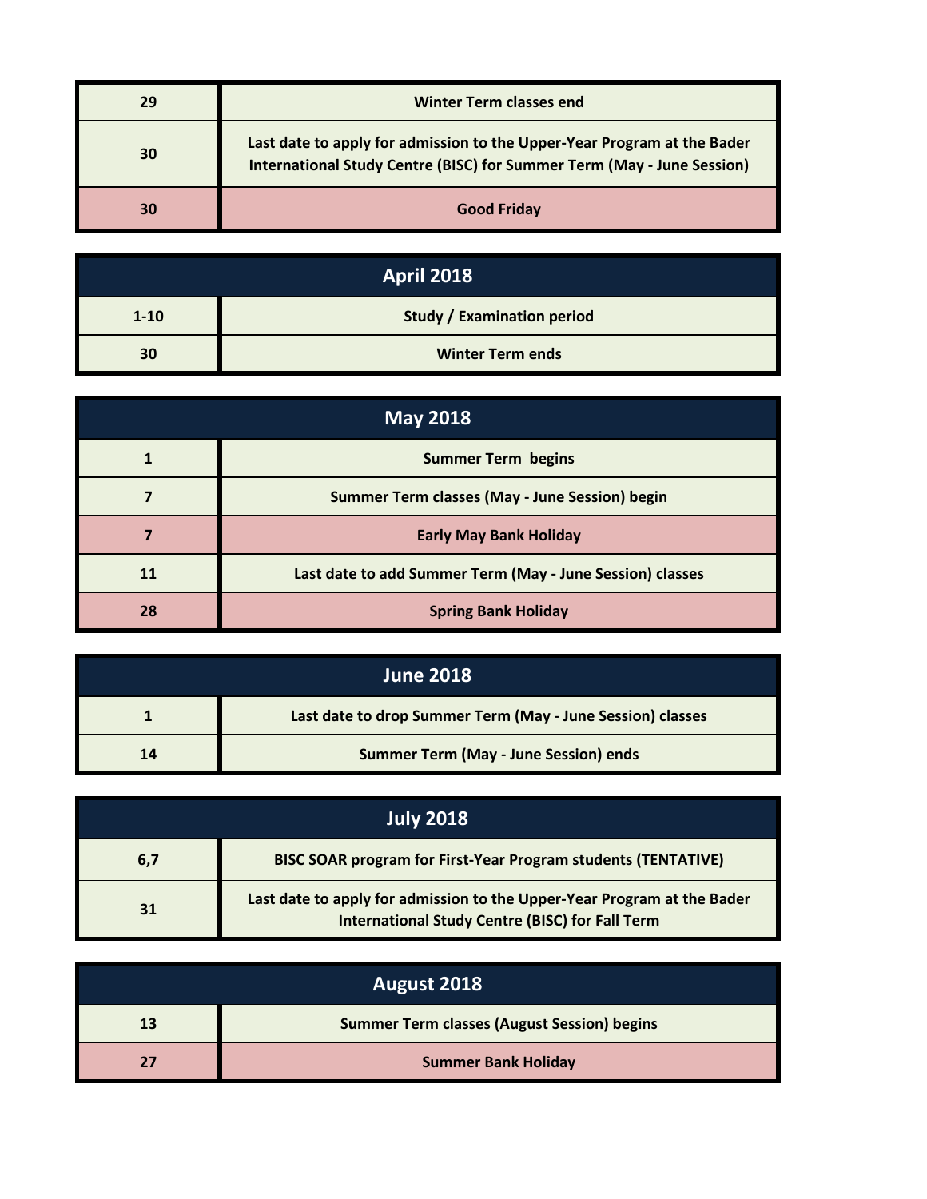| | |
|---|---|
| 29 | Winter Term classes end |
| 30 | Last date to apply for admission to the Upper-Year Program at the Bader International Study Centre (BISC) for Summer Term (May - June Session) |
| 30 | Good Friday |

| April 2018 | |
|---|---|
| 1-10 | Study / Examination period |
| 30 | Winter Term ends |

| May 2018 | |
|---|---|
| 1 | Summer Term begins |
| 7 | Summer Term classes (May - June Session) begin |
| 7 | Early May Bank Holiday |
| 11 | Last date to add Summer Term (May - June Session) classes |
| 28 | Spring Bank Holiday |

| June 2018 | |
|---|---|
| 1 | Last date to drop Summer Term (May - June Session) classes |
| 14 | Summer Term (May - June Session) ends |

| July 2018 | |
|---|---|
| 6,7 | BISC SOAR program for First-Year Program students (TENTATIVE) |
| 31 | Last date to apply for admission to the Upper-Year Program at the Bader International Study Centre (BISC) for Fall Term |

| August 2018 | |
|---|---|
| 13 | Summer Term classes (August Session) begins |
| 27 | Summer Bank Holiday |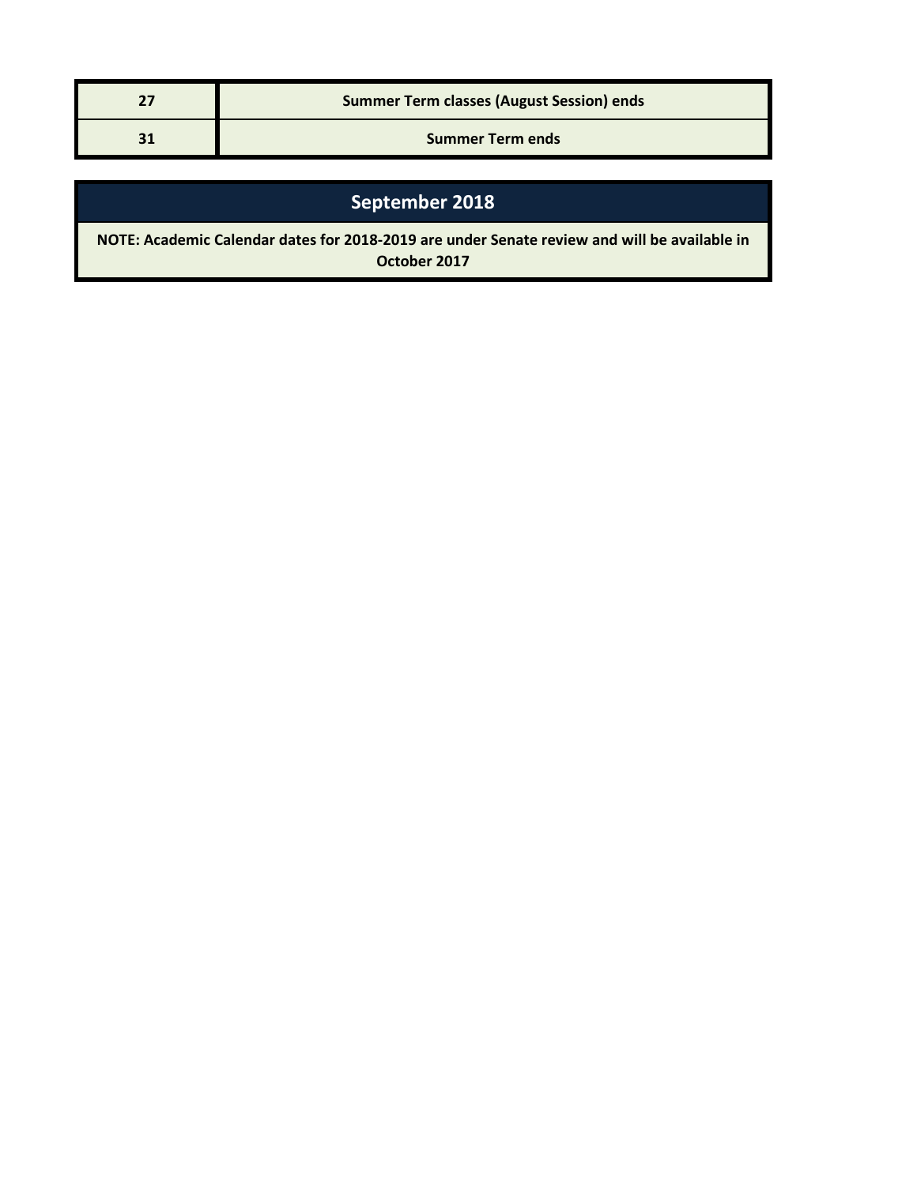| | |
|---|---|
| 27 | Summer Term classes (August Session) ends |
| 31 | Summer Term ends |

## September 2018

**NOTE: Academic Calendar dates for 2018-2019 are under Senate review and will be available in October 2017**